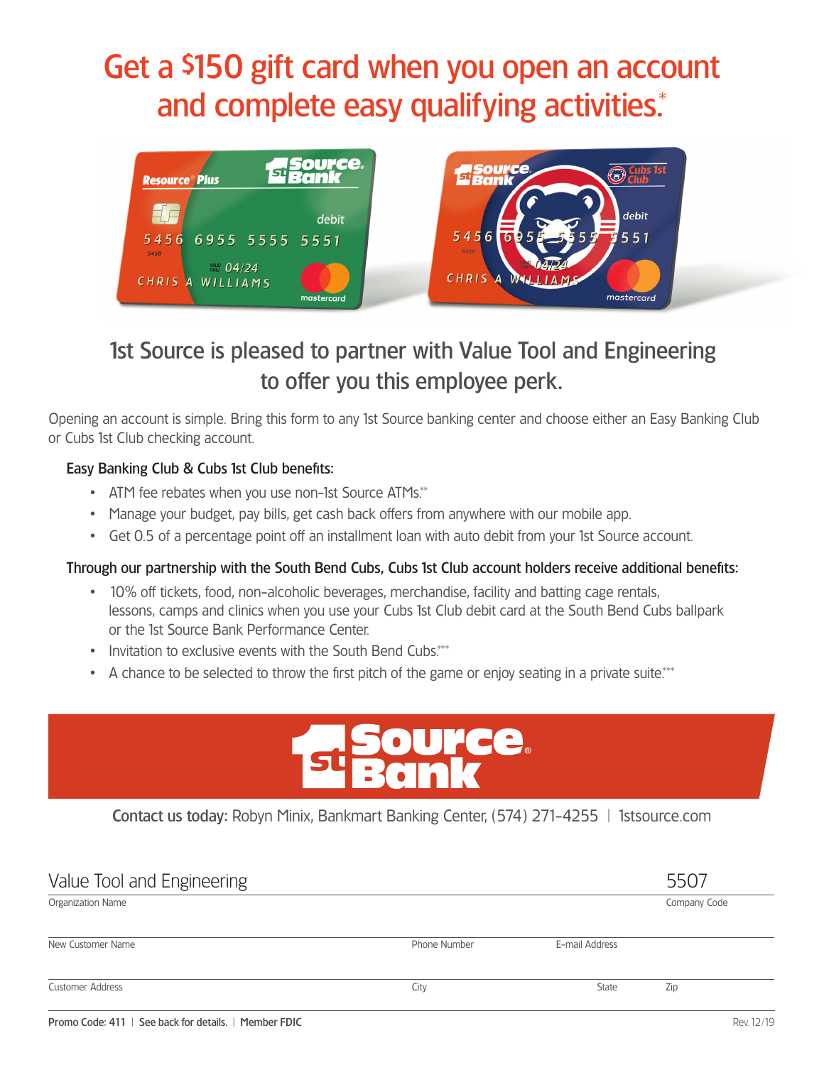# Get a $150 gift card when you open an account and complete easy qualifying activities.*

## 1st Source is pleased to partner with Value Tool and Engineering to offer you this employee perk.

Opening an account is simple. Bring this form to any 1st Source banking center and choose either an Easy Banking Club or Cubs 1st Club checking account.

### Easy Banking Club & Cubs 1st Club benefits:

- ATM fee rebates when you use non-1st Source ATMs.**
- Manage your budget, pay bills, get cash back offers from anywhere with our mobile app.
- Get 0.5 of a percentage point off an installment loan with auto debit from your 1st Source account.

### Through our partnership with the South Bend Cubs, Cubs 1st Club account holders receive additional benefits:

- 10% off tickets, food, non-alcoholic beverages, merchandise, facility and batting cage rentals, lessons, camps and clinics when you use your Cubs 1st Club debit card at the South Bend Cubs ballpark or the 1st Source Bank Performance Center.
- Invitation to exclusive events with the South Bend Cubs.***
- A chance to be selected to throw the first pitch of the game or enjoy seating in a private suite.***

**1st Source Bank**

**Contact us today:** Robyn Minix, Bankmart Banking Center, (574) 271-4255 | 1stsource.com

| | |
|---|---|
| Value Tool and Engineering | 5507 |
| Organization Name | Company Code |

New Customer Name ______ Phone Number ______ E-mail Address ______

Customer Address ______ City ______ State ______ Zip ______

Promo Code: 411 | See back for details. | Member FDIC

Rev. 12/19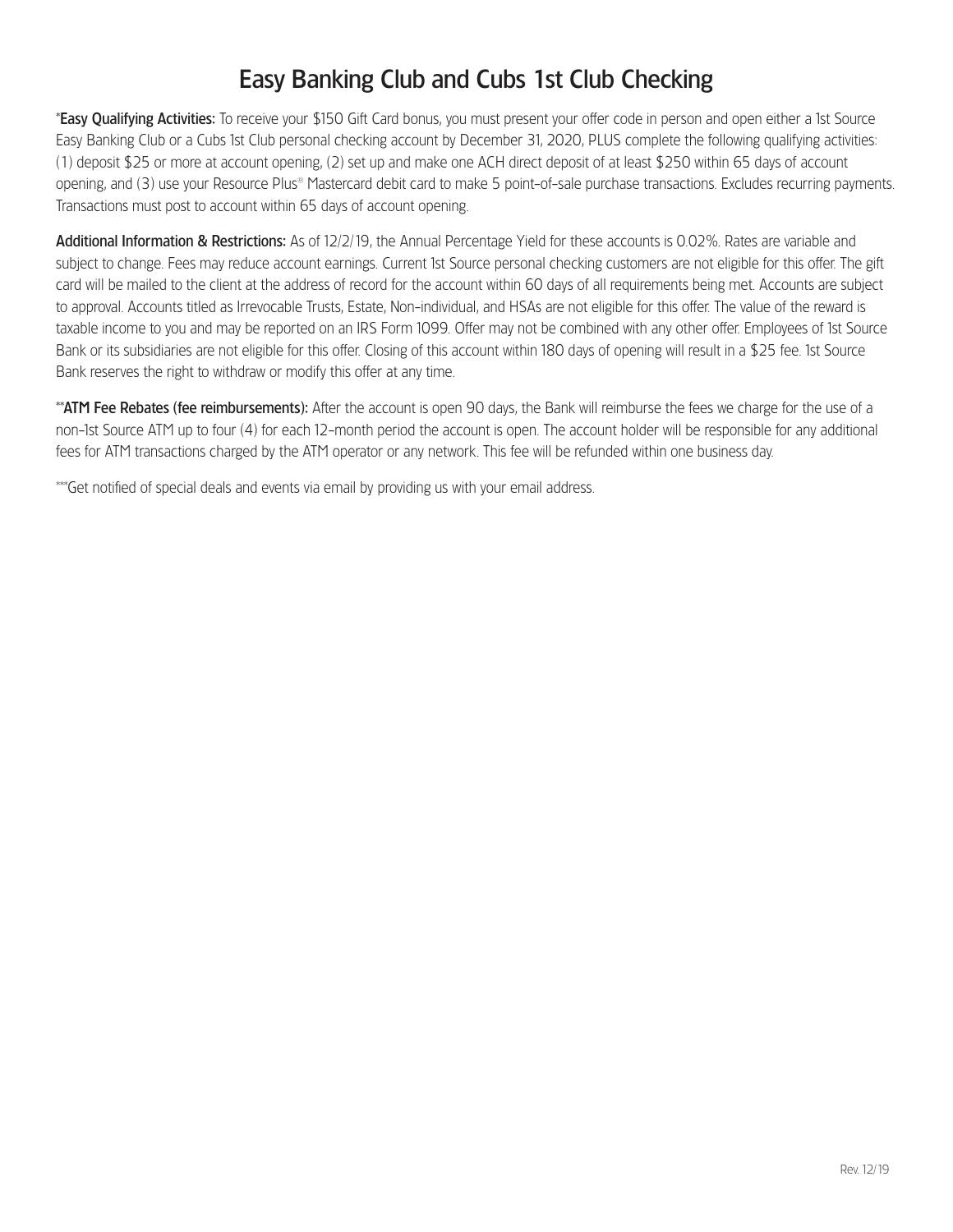# Easy Banking Club and Cubs 1st Club Checking

*__Easy Qualifying Activities:__ To receive your $150 Gift Card bonus, you must present your offer code in person and open either a 1st Source Easy Banking Club or a Cubs 1st Club personal checking account by December 31, 2020, PLUS complete the following qualifying activities: (1) deposit $25 or more at account opening, (2) set up and make one ACH direct deposit of at least $250 within 65 days of account opening, and (3) use your Resource Plus® Mastercard debit card to make 5 point-of-sale purchase transactions. Excludes recurring payments. Transactions must post to account within 65 days of account opening.

**Additional Information & Restrictions:** As of 12/2/19, the Annual Percentage Yield for these accounts is 0.02%. Rates are variable and subject to change. Fees may reduce account earnings. Current 1st Source personal checking customers are not eligible for this offer. The gift card will be mailed to the client at the address of record for the account within 60 days of all requirements being met. Accounts are subject to approval. Accounts titled as Irrevocable Trusts, Estate, Non-individual, and HSAs are not eligible for this offer. The value of the reward is taxable income to you and may be reported on an IRS Form 1099. Offer may not be combined with any other offer. Employees of 1st Source Bank or its subsidiaries are not eligible for this offer. Closing of this account within 180 days of opening will result in a $25 fee. 1st Source Bank reserves the right to withdraw or modify this offer at any time.

**__ATM Fee Rebates (fee reimbursements):__ After the account is open 90 days, the Bank will reimburse the fees we charge for the use of a non-1st Source ATM up to four (4) for each 12-month period the account is open. The account holder will be responsible for any additional fees for ATM transactions charged by the ATM operator or any network. This fee will be refunded within one business day.

***Get notified of special deals and events via email by providing us with your email address.

Rev. 12/19